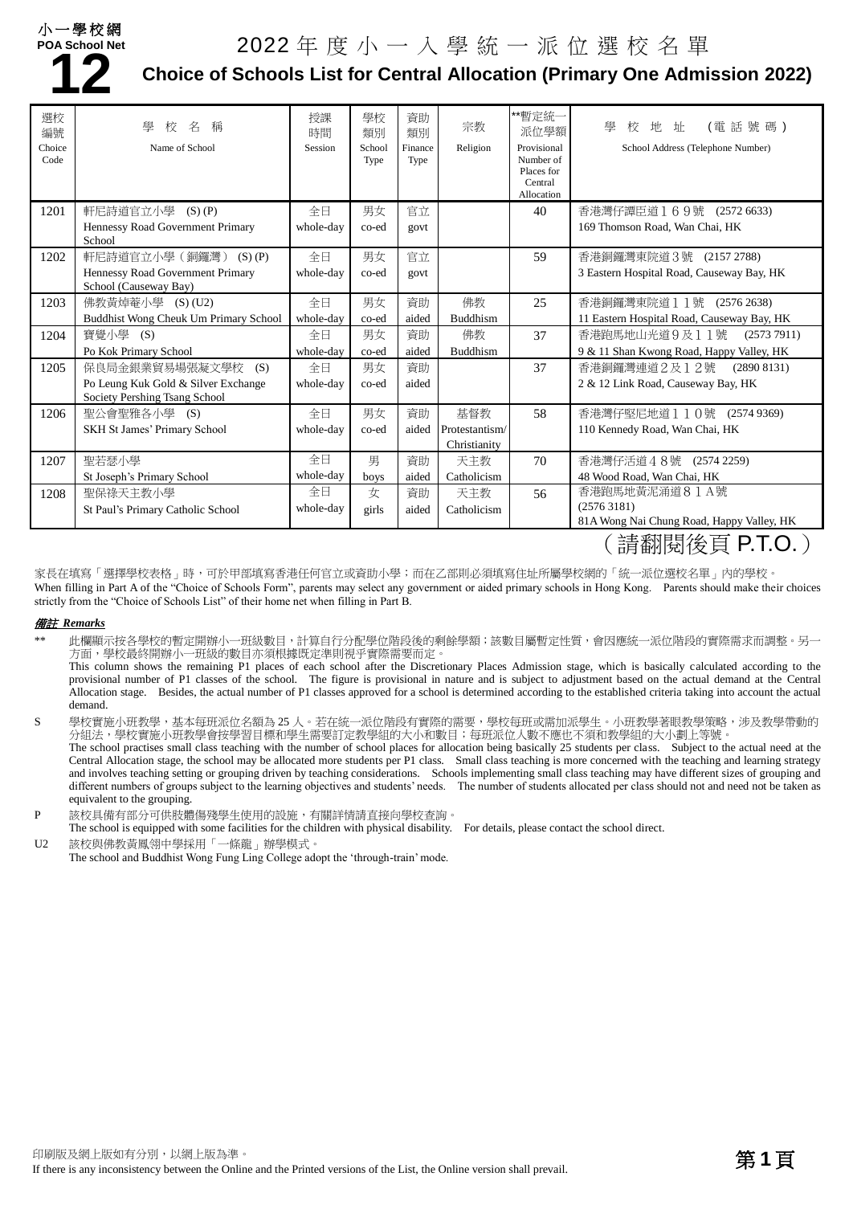小一學校網
POA School Net
**12**

# 2022 年度小一入學統一派位選校名單

## Choice of Schools List for Central Allocation (Primary One Admission 2022)

| 選校編號 Choice Code | 學校名稱 Name of School | 授課時間 Session | 學校類別 School Type | 資助類別 Finance Type | 宗教 Religion | **暫定統一派位學額 Provisional Number of Places for Central Allocation | 學校地址（電話號碼） School Address (Telephone Number) |
|---|---|---|---|---|---|---|---|
| 1201 | 軒尼詩道官立小學 (S) (P)<br>Hennessy Road Government Primary School | 全日<br>whole-day | 男女<br>co-ed | 官立<br>govt | | 40 | 香港灣仔譚臣道１６９號 (2572 6633)<br>169 Thomson Road, Wan Chai, HK |
| 1202 | 軒尼詩道官立小學（銅鑼灣） (S) (P)<br>Hennessy Road Government Primary School (Causeway Bay) | 全日<br>whole-day | 男女<br>co-ed | 官立<br>govt | | 59 | 香港銅鑼灣東院道３號 (2157 2788)<br>3 Eastern Hospital Road, Causeway Bay, HK |
| 1203 | 佛教黃焯菴小學 (S) (U2)<br>Buddhist Wong Cheuk Um Primary School | 全日<br>whole-day | 男女<br>co-ed | 資助<br>aided | 佛教<br>Buddhism | 25 | 香港銅鑼灣東院道１１號 (2576 2638)<br>11 Eastern Hospital Road, Causeway Bay, HK |
| 1204 | 寶覺小學 (S)<br>Po Kok Primary School | 全日<br>whole-day | 男女<br>co-ed | 資助<br>aided | 佛教<br>Buddhism | 37 | 香港跑馬地山光道９及１１號 (2573 7911)<br>9 & 11 Shan Kwong Road, Happy Valley, HK |
| 1205 | 保良局金銀業貿易場張凝文學校 (S)<br>Po Leung Kuk Gold & Silver Exchange Society Pershing Tsang School | 全日<br>whole-day | 男女<br>co-ed | 資助<br>aided | | 37 | 香港銅鑼灣連道２及１２號 (2890 8131)<br>2 & 12 Link Road, Causeway Bay, HK |
| 1206 | 聖公會聖雅各小學 (S)<br>SKH St James' Primary School | 全日<br>whole-day | 男女<br>co-ed | 資助<br>aided | 基督教<br>Protestantism/ Christianity | 58 | 香港灣仔堅尼地道１１０號 (2574 9369)<br>110 Kennedy Road, Wan Chai, HK |
| 1207 | 聖若瑟小學<br>St Joseph's Primary School | 全日<br>whole-day | 男<br>boys | 資助<br>aided | 天主教<br>Catholicism | 70 | 香港灣仔活道４８號 (2574 2259)<br>48 Wood Road, Wan Chai, HK |
| 1208 | 聖保祿天主教小學<br>St Paul's Primary Catholic School | 全日<br>whole-day | 女<br>girls | 資助<br>aided | 天主教<br>Catholicism | 56 | 香港跑馬地黃泥涌道８１Ａ號 (2576 3181)<br>81A Wong Nai Chung Road, Happy Valley, HK |

（請翻閱後頁 P.T.O.）

家長在填寫「選擇學校表格」時，可於甲部填寫香港任何官立或資助小學；而在乙部則必須填寫住址所屬學校網的「統一派位選校名單」內的學校。
When filling in Part A of the "Choice of Schools Form", parents may select any government or aided primary schools in Hong Kong. Parents should make their choices strictly from the "Choice of Schools List" of their home net when filling in Part B.

***備註 Remarks***

** 此欄顯示按各學校的暫定開辦小一班級數目，計算自行分配學位階段後的剩餘學額；該數目屬暫定性質，會因應統一派位階段的實際需求而調整。另一方面，學校最終開辦小一班級的數目亦須根據既定準則視乎實際需要而定。
This column shows the remaining P1 places of each school after the Discretionary Places Admission stage, which is basically calculated according to the provisional number of P1 classes of the school. The figure is provisional in nature and is subject to adjustment based on the actual demand at the Central Allocation stage. Besides, the actual number of P1 classes approved for a school is determined according to the established criteria taking into account the actual demand.

S 學校實施小班教學，基本每班派位名額為 25 人。若在統一派位階段有實際的需要，學校每班或需加派學生。小班教學著眼教學策略，涉及教學帶動的分組法，學校實施小班教學會按學習目標和學生需要訂定教學組的大小和數目；每班派位人數不應也不須和教學組的大小劃上等號。
The school practises small class teaching with the number of school places for allocation being basically 25 students per class. Subject to the actual need at the Central Allocation stage, the school may be allocated more students per P1 class. Small class teaching is more concerned with the teaching and learning strategy and involves teaching setting or grouping driven by teaching considerations. Schools implementing small class teaching may have different sizes of grouping and different numbers of groups subject to the learning objectives and students' needs. The number of students allocated per class should not and need not be taken as equivalent to the grouping.

P 該校具備有部分可供肢體傷殘學生使用的設施，有關詳情請直接向學校查詢。
The school is equipped with some facilities for the children with physical disability. For details, please contact the school direct.

U2 該校與佛教黃鳳翎中學採用「一條龍」辦學模式。
The school and Buddhist Wong Fung Ling College adopt the 'through-train' mode.

印刷版及網上版如有分別，以網上版為準。
If there is any inconsistency between the Online and the Printed versions of the List, the Online version shall prevail.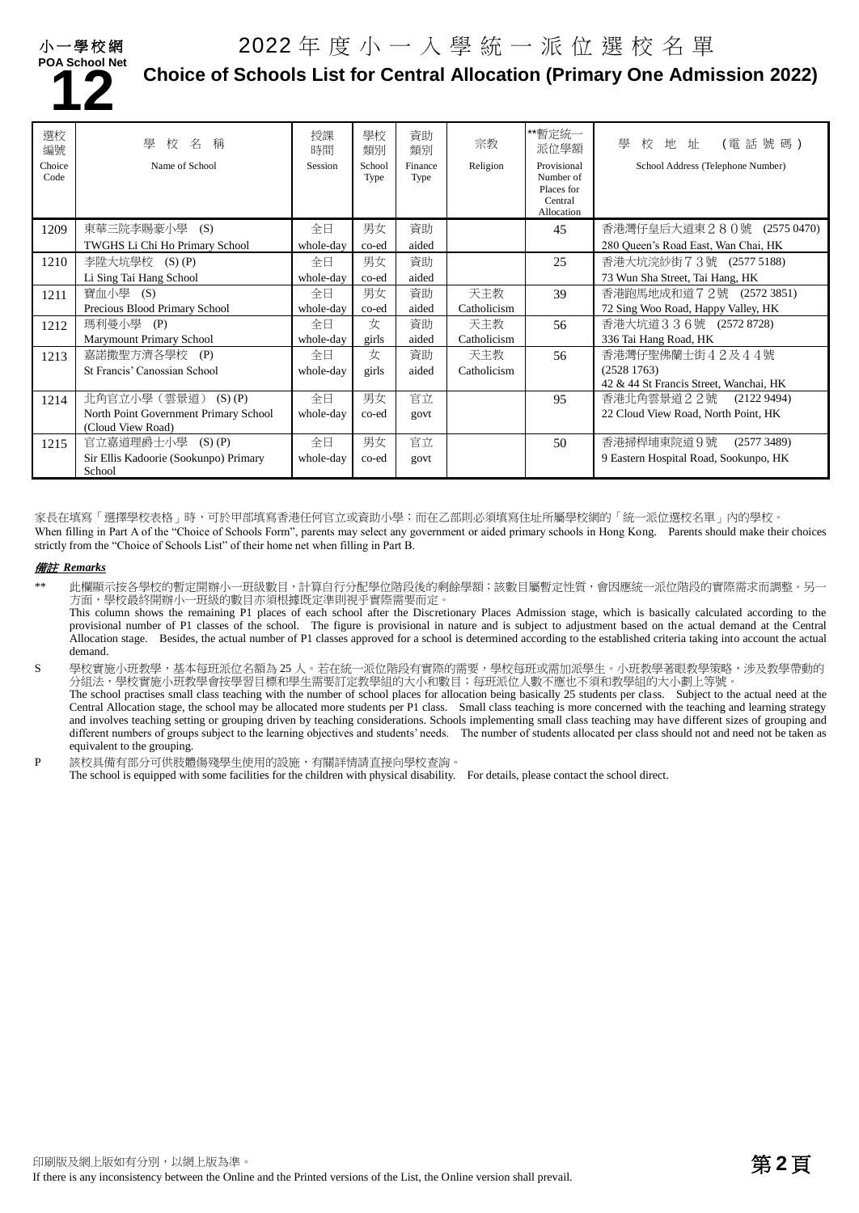小一學校網
POA School Net
**12**

# 2022 年 度 小 一 入 學 統 一 派 位 選 校 名 單

## Choice of Schools List for Central Allocation (Primary One Admission 2022)

| 選校編號 Choice Code | 學 校 名 稱 Name of School | 授課時間 Session | 學校類別 School Type | 資助類別 Finance Type | 宗教 Religion | **暫定統一派位學額 Provisional Number of Places for Central Allocation | 學 校 地 址 (電 話 號 碼 ) School Address (Telephone Number) |
|---|---|---|---|---|---|---|---|
| 1209 | 東華三院李賜豪小學 (S) TWGHS Li Chi Ho Primary School | 全日 whole-day | 男女 co-ed | 資助 aided | | 45 | 香港灣仔皇后大道東２８０號 (2575 0470) 280 Queen's Road East, Wan Chai, HK |
| 1210 | 李陞大坑學校 (S) (P) Li Sing Tai Hang School | 全日 whole-day | 男女 co-ed | 資助 aided | | 25 | 香港大坑浣紗街７３號 (2577 5188) 73 Wun Sha Street, Tai Hang, HK |
| 1211 | 寶血小學 (S) Precious Blood Primary School | 全日 whole-day | 男女 co-ed | 資助 aided | 天主教 Catholicism | 39 | 香港跑馬地成和道７２號 (2572 3851) 72 Sing Woo Road, Happy Valley, HK |
| 1212 | 瑪利曼小學 (P) Marymount Primary School | 全日 whole-day | 女 girls | 資助 aided | 天主教 Catholicism | 56 | 香港大坑道３３６號 (2572 8728) 336 Tai Hang Road, HK |
| 1213 | 嘉諾撒聖方濟各學校 (P) St Francis' Canossian School | 全日 whole-day | 女 girls | 資助 aided | 天主教 Catholicism | 56 | 香港灣仔聖佛蘭士街４２及４４號 (2528 1763) 42 & 44 St Francis Street, Wanchai, HK |
| 1214 | 北角官立小學（雲景道） (S) (P) North Point Government Primary School (Cloud View Road) | 全日 whole-day | 男女 co-ed | 官立 govt | | 95 | 香港北角雲景道２２號 (2122 9494) 22 Cloud View Road, North Point, HK |
| 1215 | 官立嘉道理爵士小學 (S) (P) Sir Ellis Kadoorie (Sookunpo) Primary School | 全日 whole-day | 男女 co-ed | 官立 govt | | 50 | 香港掃桿埔東院道９號 (2577 3489) 9 Eastern Hospital Road, Sookunpo, HK |

家長在填寫「選擇學校表格」時，可於甲部填寫香港任何官立或資助小學；而在乙部則必須填寫住址所屬學校網的「統一派位選校名單」內的學校。
When filling in Part A of the "Choice of Schools Form", parents may select any government or aided primary schools in Hong Kong. Parents should make their choices strictly from the "Choice of Schools List" of their home net when filling in Part B.

***備註 Remarks***

** 此欄顯示按各學校的暫定開辦小一班級數目，計算自行分配學位階段後的剩餘學額；該數目屬暫定性質，會因應統一派位階段的實際需求而調整。另一方面，學校最終開辦小一班級的數目亦須根據既定準則視乎實際需要而定。
This column shows the remaining P1 places of each school after the Discretionary Places Admission stage, which is basically calculated according to the provisional number of P1 classes of the school. The figure is provisional in nature and is subject to adjustment based on the actual demand at the Central Allocation stage. Besides, the actual number of P1 classes approved for a school is determined according to the established criteria taking into account the actual demand.

S 學校實施小班教學，基本每班派位名額為 25 人。若在統一派位階段有實際的需要，學校每班或需加派學生。小班教學著眼教學策略，涉及教學帶動的分組法，學校實施小班教學會按學習目標和學生需要訂定教學組的大小和數目；每班派位人數不應也不須和教學組的大小劃上等號。
The school practises small class teaching with the number of school places for allocation being basically 25 students per class. Subject to the actual need at the Central Allocation stage, the school may be allocated more students per P1 class. Small class teaching is more concerned with the teaching and learning strategy and involves teaching setting or grouping driven by teaching considerations. Schools implementing small class teaching may have different sizes of grouping and different numbers of groups subject to the learning objectives and students' needs. The number of students allocated per class should not and need not be taken as equivalent to the grouping.

P 該校具備有部分可供肢體傷殘學生使用的設施，有關詳情請直接向學校查詢。
The school is equipped with some facilities for the children with physical disability. For details, please contact the school direct.

印刷版及網上版如有分別，以網上版為準。
If there is any inconsistency between the Online and the Printed versions of the List, the Online version shall prevail.